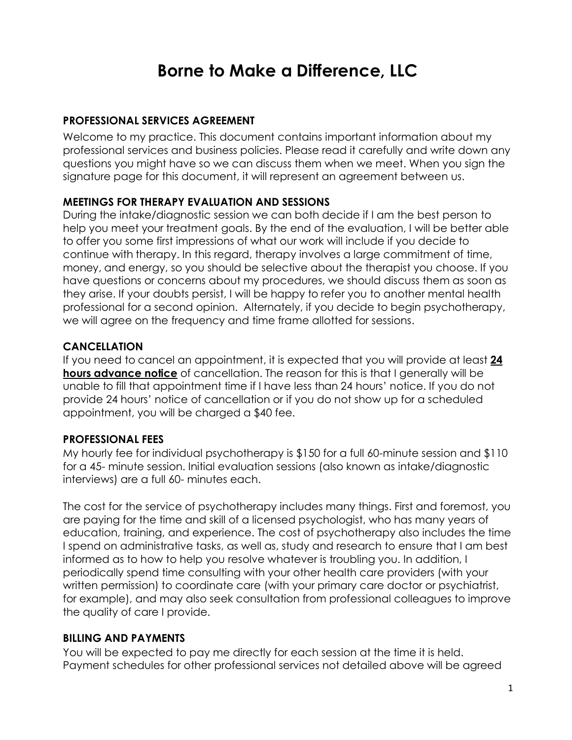# Borne to Make a Difference, LLC

## PROFESSIONAL SERVICES AGREEMENT

Welcome to my practice. This document contains important information about my professional services and business policies. Please read it carefully and write down any questions you might have so we can discuss them when we meet. When you sign the signature page for this document, it will represent an agreement between us.

## MEETINGS FOR THERAPY EVALUATION AND SESSIONS

During the intake/diagnostic session we can both decide if I am the best person to help you meet your treatment goals. By the end of the evaluation, I will be better able to offer you some first impressions of what our work will include if you decide to continue with therapy. In this regard, therapy involves a large commitment of time, money, and energy, so you should be selective about the therapist you choose. If you have questions or concerns about my procedures, we should discuss them as soon as they arise. If your doubts persist, I will be happy to refer you to another mental health professional for a second opinion. Alternately, if you decide to begin psychotherapy, we will agree on the frequency and time frame allotted for sessions.

## CANCELLATION

If you need to cancel an appointment, it is expected that you will provide at least **24 hours advance notice** of cancellation. The reason for this is that I generally will be unable to fill that appointment time if I have less than 24 hours' notice. If you do not provide 24 hours' notice of cancellation or if you do not show up for a scheduled appointment, you will be charged a $40 fee.

## PROFESSIONAL FEES

My hourly fee for individual psychotherapy is $150 for a full 60-minute session and $110 for a 45- minute session. Initial evaluation sessions (also known as intake/diagnostic interviews) are a full 60- minutes each.

The cost for the service of psychotherapy includes many things. First and foremost, you are paying for the time and skill of a licensed psychologist, who has many years of education, training, and experience. The cost of psychotherapy also includes the time I spend on administrative tasks, as well as, study and research to ensure that I am best informed as to how to help you resolve whatever is troubling you. In addition, I periodically spend time consulting with your other health care providers (with your written permission) to coordinate care (with your primary care doctor or psychiatrist, for example), and may also seek consultation from professional colleagues to improve the quality of care I provide.

## BILLING AND PAYMENTS

You will be expected to pay me directly for each session at the time it is held. Payment schedules for other professional services not detailed above will be agreed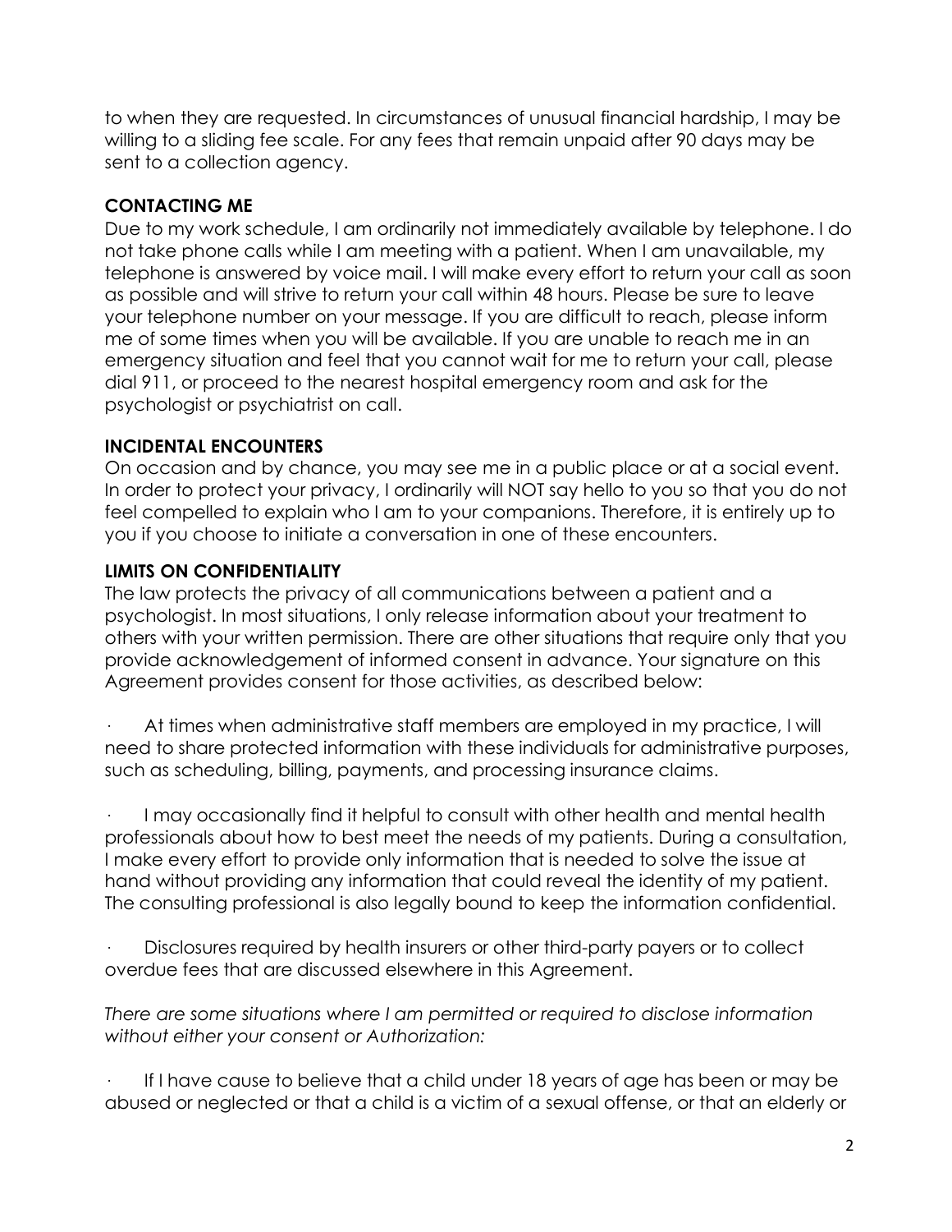to when they are requested. In circumstances of unusual financial hardship, I may be willing to a sliding fee scale. For any fees that remain unpaid after 90 days may be sent to a collection agency.

**CONTACTING ME**

Due to my work schedule, I am ordinarily not immediately available by telephone. I do not take phone calls while I am meeting with a patient. When I am unavailable, my telephone is answered by voice mail. I will make every effort to return your call as soon as possible and will strive to return your call within 48 hours. Please be sure to leave your telephone number on your message. If you are difficult to reach, please inform me of some times when you will be available. If you are unable to reach me in an emergency situation and feel that you cannot wait for me to return your call, please dial 911, or proceed to the nearest hospital emergency room and ask for the psychologist or psychiatrist on call.

**INCIDENTAL ENCOUNTERS**

On occasion and by chance, you may see me in a public place or at a social event. In order to protect your privacy, I ordinarily will NOT say hello to you so that you do not feel compelled to explain who I am to your companions. Therefore, it is entirely up to you if you choose to initiate a conversation in one of these encounters.

**LIMITS ON CONFIDENTIALITY**

The law protects the privacy of all communications between a patient and a psychologist. In most situations, I only release information about your treatment to others with your written permission. There are other situations that require only that you provide acknowledgement of informed consent in advance. Your signature on this Agreement provides consent for those activities, as described below:

- At times when administrative staff members are employed in my practice, I will need to share protected information with these individuals for administrative purposes, such as scheduling, billing, payments, and processing insurance claims.

- I may occasionally find it helpful to consult with other health and mental health professionals about how to best meet the needs of my patients. During a consultation, I make every effort to provide only information that is needed to solve the issue at hand without providing any information that could reveal the identity of my patient. The consulting professional is also legally bound to keep the information confidential.

- Disclosures required by health insurers or other third-party payers or to collect overdue fees that are discussed elsewhere in this Agreement.

*There are some situations where I am permitted or required to disclose information without either your consent or Authorization:*

- If I have cause to believe that a child under 18 years of age has been or may be abused or neglected or that a child is a victim of a sexual offense, or that an elderly or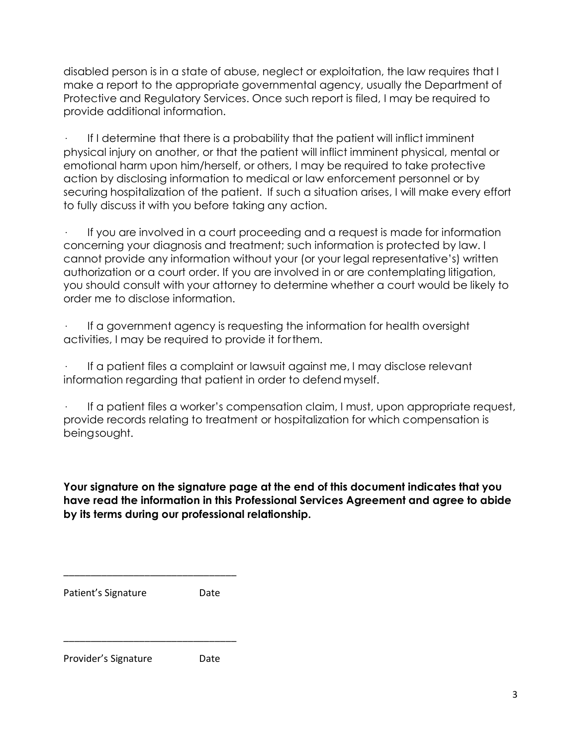disabled person is in a state of abuse, neglect or exploitation, the law requires that I make a report to the appropriate governmental agency, usually the Department of Protective and Regulatory Services. Once such report is filed, I may be required to provide additional information.

· If I determine that there is a probability that the patient will inflict imminent physical injury on another, or that the patient will inflict imminent physical, mental or emotional harm upon him/herself, or others, I may be required to take protective action by disclosing information to medical or law enforcement personnel or by securing hospitalization of the patient. If such a situation arises, I will make every effort to fully discuss it with you before taking any action.

· If you are involved in a court proceeding and a request is made for information concerning your diagnosis and treatment; such information is protected by law. I cannot provide any information without your (or your legal representative's) written authorization or a court order. If you are involved in or are contemplating litigation, you should consult with your attorney to determine whether a court would be likely to order me to disclose information.

· If a government agency is requesting the information for health oversight activities, I may be required to provide it for them.

· If a patient files a complaint or lawsuit against me, I may disclose relevant information regarding that patient in order to defend myself.

· If a patient files a worker's compensation claim, I must, upon appropriate request, provide records relating to treatment or hospitalization for which compensation is being sought.

**Your signature on the signature page at the end of this document indicates that you have read the information in this Professional Services Agreement and agree to abide by its terms during our professional relationship.**

\_\_\_\_\_\_\_\_\_\_\_\_\_\_\_\_\_\_\_\_\_\_\_\_\_\_\_\_\_\_\_\_

Patient's Signature Date

\_\_\_\_\_\_\_\_\_\_\_\_\_\_\_\_\_\_\_\_\_\_\_\_\_\_\_\_\_\_\_\_

Provider's Signature Date